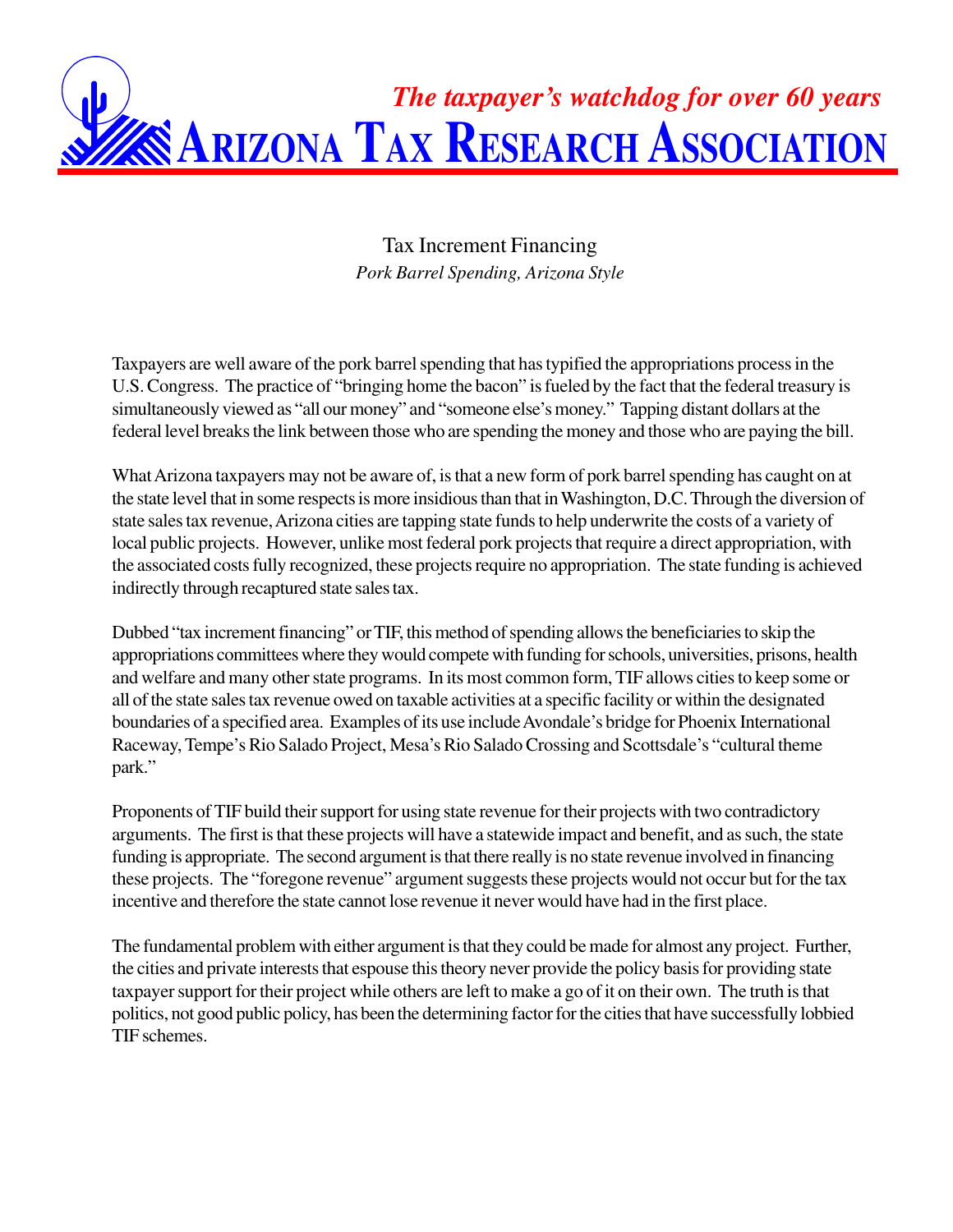*The taxpayer's watchdog for over 60 years*

# ARIZONA TAX RESEARCH ASSOCIATION

## Tax Increment Financing

*Pork Barrel Spending, Arizona Style*

Taxpayers are well aware of the pork barrel spending that has typified the appropriations process in the U.S. Congress. The practice of "bringing home the bacon" is fueled by the fact that the federal treasury is simultaneously viewed as "all our money" and "someone else's money." Tapping distant dollars at the federal level breaks the link between those who are spending the money and those who are paying the bill.

What Arizona taxpayers may not be aware of, is that a new form of pork barrel spending has caught on at the state level that in some respects is more insidious than that in Washington, D.C. Through the diversion of state sales tax revenue, Arizona cities are tapping state funds to help underwrite the costs of a variety of local public projects. However, unlike most federal pork projects that require a direct appropriation, with the associated costs fully recognized, these projects require no appropriation. The state funding is achieved indirectly through recaptured state sales tax.

Dubbed "tax increment financing" or TIF, this method of spending allows the beneficiaries to skip the appropriations committees where they would compete with funding for schools, universities, prisons, health and welfare and many other state programs. In its most common form, TIF allows cities to keep some or all of the state sales tax revenue owed on taxable activities at a specific facility or within the designated boundaries of a specified area. Examples of its use include Avondale's bridge for Phoenix International Raceway, Tempe's Rio Salado Project, Mesa's Rio Salado Crossing and Scottsdale's "cultural theme park."

Proponents of TIF build their support for using state revenue for their projects with two contradictory arguments. The first is that these projects will have a statewide impact and benefit, and as such, the state funding is appropriate. The second argument is that there really is no state revenue involved in financing these projects. The "foregone revenue" argument suggests these projects would not occur but for the tax incentive and therefore the state cannot lose revenue it never would have had in the first place.

The fundamental problem with either argument is that they could be made for almost any project. Further, the cities and private interests that espouse this theory never provide the policy basis for providing state taxpayer support for their project while others are left to make a go of it on their own. The truth is that politics, not good public policy, has been the determining factor for the cities that have successfully lobbied TIF schemes.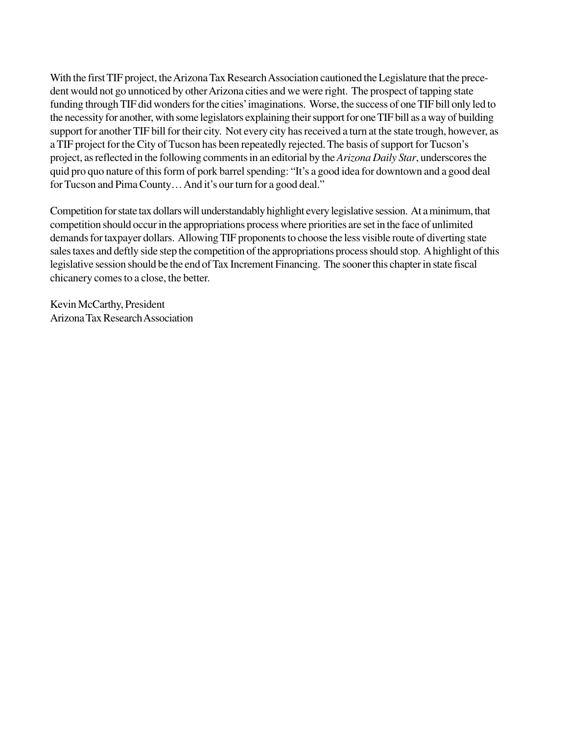With the first TIF project, the Arizona Tax Research Association cautioned the Legislature that the precedent would not go unnoticed by other Arizona cities and we were right. The prospect of tapping state funding through TIF did wonders for the cities' imaginations. Worse, the success of one TIF bill only led to the necessity for another, with some legislators explaining their support for one TIF bill as a way of building support for another TIF bill for their city. Not every city has received a turn at the state trough, however, as a TIF project for the City of Tucson has been repeatedly rejected. The basis of support for Tucson's project, as reflected in the following comments in an editorial by the *Arizona Daily Star*, underscores the quid pro quo nature of this form of pork barrel spending: "It's a good idea for downtown and a good deal for Tucson and Pima County… And it's our turn for a good deal."

Competition for state tax dollars will understandably highlight every legislative session. At a minimum, that competition should occur in the appropriations process where priorities are set in the face of unlimited demands for taxpayer dollars. Allowing TIF proponents to choose the less visible route of diverting state sales taxes and deftly side step the competition of the appropriations process should stop. A highlight of this legislative session should be the end of Tax Increment Financing. The sooner this chapter in state fiscal chicanery comes to a close, the better.

Kevin McCarthy, President
Arizona Tax Research Association